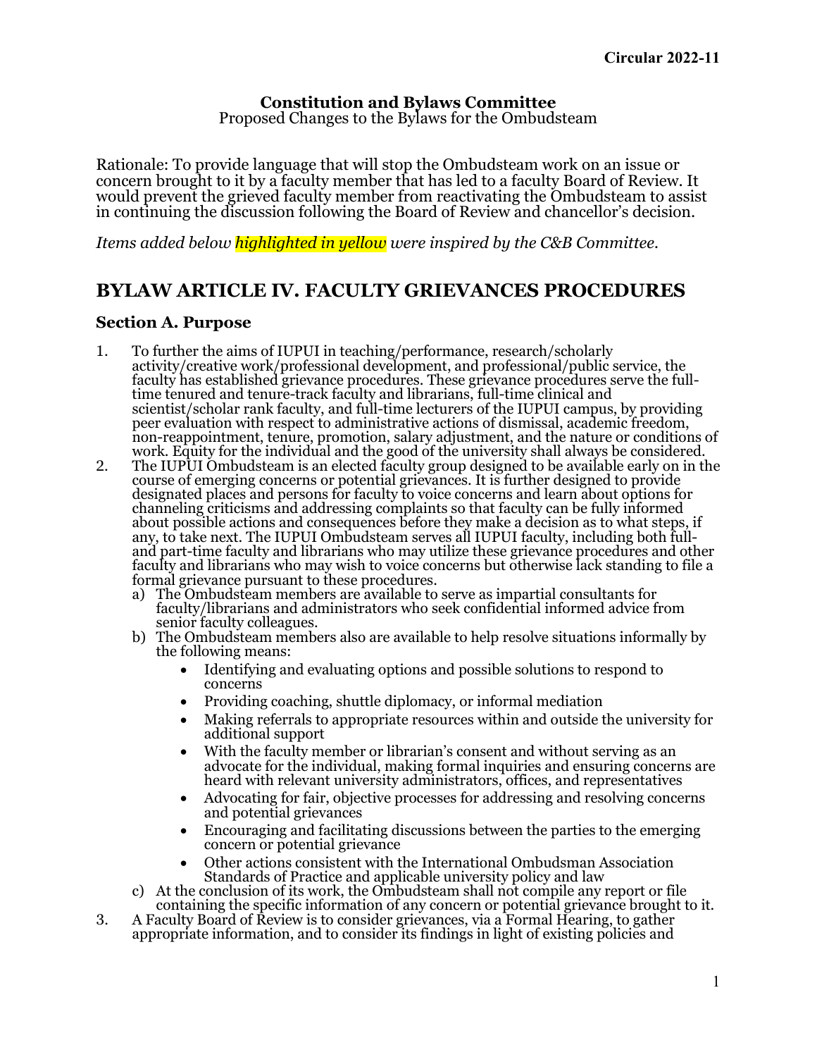**Circular 2022-11**

**Constitution and Bylaws Committee**
Proposed Changes to the Bylaws for the Ombudsteam

Rationale: To provide language that will stop the Ombudsteam work on an issue or concern brought to it by a faculty member that has led to a faculty Board of Review. It would prevent the grieved faculty member from reactivating the Ombudsteam to assist in continuing the discussion following the Board of Review and chancellor's decision.

*Items added below highlighted in yellow were inspired by the C&B Committee.*

## BYLAW ARTICLE IV. FACULTY GRIEVANCES PROCEDURES

### Section A. Purpose

1. To further the aims of IUPUI in teaching/performance, research/scholarly activity/creative work/professional development, and professional/public service, the faculty has established grievance procedures. These grievance procedures serve the full-time tenured and tenure-track faculty and librarians, full-time clinical and scientist/scholar rank faculty, and full-time lecturers of the IUPUI campus, by providing peer evaluation with respect to administrative actions of dismissal, academic freedom, non-reappointment, tenure, promotion, salary adjustment, and the nature or conditions of work. Equity for the individual and the good of the university shall always be considered.
2. The IUPUI Ombudsteam is an elected faculty group designed to be available early on in the course of emerging concerns or potential grievances. It is further designed to provide designated places and persons for faculty to voice concerns and learn about options for channeling criticisms and addressing complaints so that faculty can be fully informed about possible actions and consequences before they make a decision as to what steps, if any, to take next. The IUPUI Ombudsteam serves all IUPUI faculty, including both full- and part-time faculty and librarians who may utilize these grievance procedures and other faculty and librarians who may wish to voice concerns but otherwise lack standing to file a formal grievance pursuant to these procedures.
   a) The Ombudsteam members are available to serve as impartial consultants for faculty/librarians and administrators who seek confidential informed advice from senior faculty colleagues.
   b) The Ombudsteam members also are available to help resolve situations informally by the following means:
      - Identifying and evaluating options and possible solutions to respond to concerns
      - Providing coaching, shuttle diplomacy, or informal mediation
      - Making referrals to appropriate resources within and outside the university for additional support
      - With the faculty member or librarian's consent and without serving as an advocate for the individual, making formal inquiries and ensuring concerns are heard with relevant university administrators, offices, and representatives
      - Advocating for fair, objective processes for addressing and resolving concerns and potential grievances
      - Encouraging and facilitating discussions between the parties to the emerging concern or potential grievance
      - Other actions consistent with the International Ombudsman Association Standards of Practice and applicable university policy and law
   c) At the conclusion of its work, the Ombudsteam shall not compile any report or file containing the specific information of any concern or potential grievance brought to it.
3. A Faculty Board of Review is to consider grievances, via a Formal Hearing, to gather appropriate information, and to consider its findings in light of existing policies and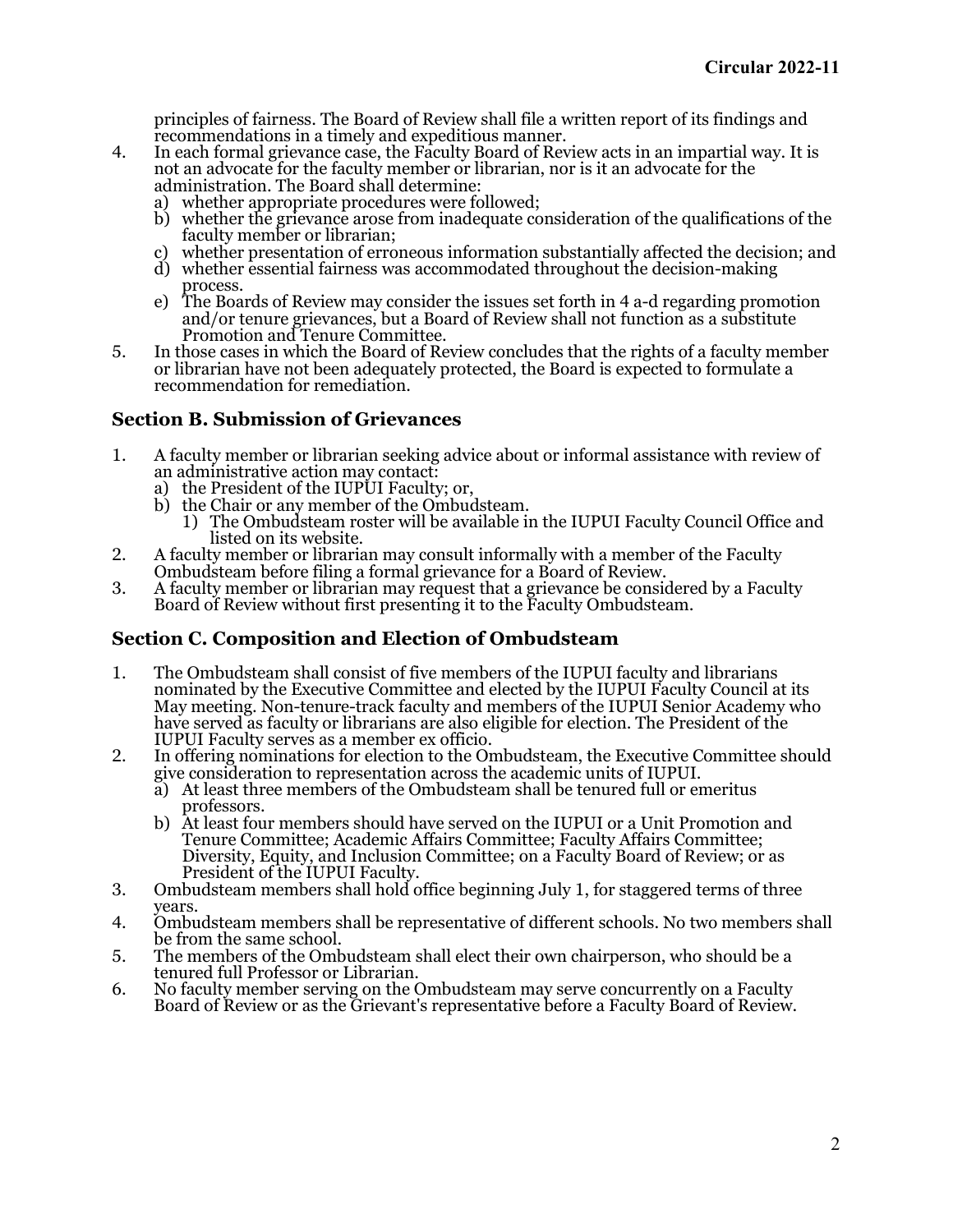principles of fairness. The Board of Review shall file a written report of its findings and recommendations in a timely and expeditious manner.

4. In each formal grievance case, the Faculty Board of Review acts in an impartial way. It is not an advocate for the faculty member or librarian, nor is it an advocate for the administration. The Board shall determine:
   a) whether appropriate procedures were followed;
   b) whether the grievance arose from inadequate consideration of the qualifications of the faculty member or librarian;
   c) whether presentation of erroneous information substantially affected the decision; and
   d) whether essential fairness was accommodated throughout the decision-making process.
   e) The Boards of Review may consider the issues set forth in 4 a-d regarding promotion and/or tenure grievances, but a Board of Review shall not function as a substitute Promotion and Tenure Committee.
5. In those cases in which the Board of Review concludes that the rights of a faculty member or librarian have not been adequately protected, the Board is expected to formulate a recommendation for remediation.

## Section B. Submission of Grievances

1. A faculty member or librarian seeking advice about or informal assistance with review of an administrative action may contact:
   a) the President of the IUPUI Faculty; or,
   b) the Chair or any member of the Ombudsteam.
      1) The Ombudsteam roster will be available in the IUPUI Faculty Council Office and listed on its website.
2. A faculty member or librarian may consult informally with a member of the Faculty Ombudsteam before filing a formal grievance for a Board of Review.
3. A faculty member or librarian may request that a grievance be considered by a Faculty Board of Review without first presenting it to the Faculty Ombudsteam.

## Section C. Composition and Election of Ombudsteam

1. The Ombudsteam shall consist of five members of the IUPUI faculty and librarians nominated by the Executive Committee and elected by the IUPUI Faculty Council at its May meeting. Non-tenure-track faculty and members of the IUPUI Senior Academy who have served as faculty or librarians are also eligible for election. The President of the IUPUI Faculty serves as a member ex officio.
2. In offering nominations for election to the Ombudsteam, the Executive Committee should give consideration to representation across the academic units of IUPUI.
   a) At least three members of the Ombudsteam shall be tenured full or emeritus professors.
   b) At least four members should have served on the IUPUI or a Unit Promotion and Tenure Committee; Academic Affairs Committee; Faculty Affairs Committee; Diversity, Equity, and Inclusion Committee; on a Faculty Board of Review; or as President of the IUPUI Faculty.
3. Ombudsteam members shall hold office beginning July 1, for staggered terms of three years.
4. Ombudsteam members shall be representative of different schools. No two members shall be from the same school.
5. The members of the Ombudsteam shall elect their own chairperson, who should be a tenured full Professor or Librarian.
6. No faculty member serving on the Ombudsteam may serve concurrently on a Faculty Board of Review or as the Grievant's representative before a Faculty Board of Review.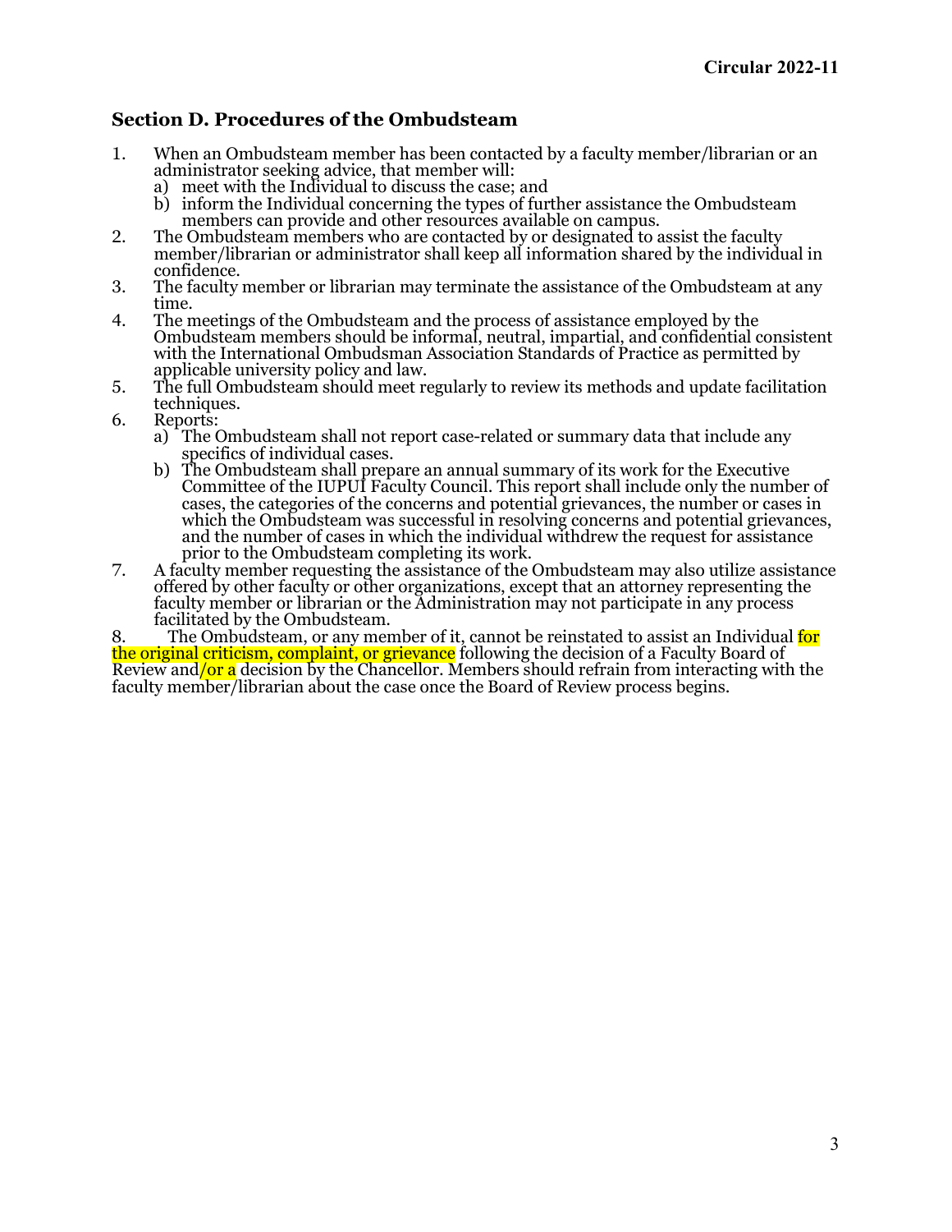### Section D. Procedures of the Ombudsteam

1. When an Ombudsteam member has been contacted by a faculty member/librarian or an administrator seeking advice, that member will:
   a) meet with the Individual to discuss the case; and
   b) inform the Individual concerning the types of further assistance the Ombudsteam members can provide and other resources available on campus.
2. The Ombudsteam members who are contacted by or designated to assist the faculty member/librarian or administrator shall keep all information shared by the individual in confidence.
3. The faculty member or librarian may terminate the assistance of the Ombudsteam at any time.
4. The meetings of the Ombudsteam and the process of assistance employed by the Ombudsteam members should be informal, neutral, impartial, and confidential consistent with the International Ombudsman Association Standards of Practice as permitted by applicable university policy and law.
5. The full Ombudsteam should meet regularly to review its methods and update facilitation techniques.
6. Reports:
   a) The Ombudsteam shall not report case-related or summary data that include any specifics of individual cases.
   b) The Ombudsteam shall prepare an annual summary of its work for the Executive Committee of the IUPUI Faculty Council. This report shall include only the number of cases, the categories of the concerns and potential grievances, the number or cases in which the Ombudsteam was successful in resolving concerns and potential grievances, and the number of cases in which the individual withdrew the request for assistance prior to the Ombudsteam completing its work.
7. A faculty member requesting the assistance of the Ombudsteam may also utilize assistance offered by other faculty or other organizations, except that an attorney representing the faculty member or librarian or the Administration may not participate in any process facilitated by the Ombudsteam.
8. The Ombudsteam, or any member of it, cannot be reinstated to assist an Individual for the original criticism, complaint, or grievance following the decision of a Faculty Board of Review and/or a decision by the Chancellor. Members should refrain from interacting with the faculty member/librarian about the case once the Board of Review process begins.